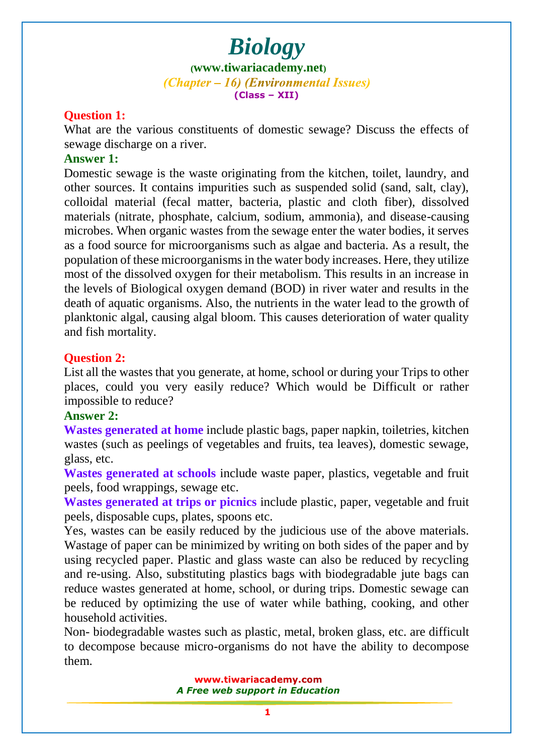# Biology

(www.tiwariacademy.net)

*(Chapter – 16) (Environmental Issues)*

**(Class – XII)**

**Question 1:**

What are the various constituents of domestic sewage? Discuss the effects of sewage discharge on a river.

**Answer 1:**

Domestic sewage is the waste originating from the kitchen, toilet, laundry, and other sources. It contains impurities such as suspended solid (sand, salt, clay), colloidal material (fecal matter, bacteria, plastic and cloth fiber), dissolved materials (nitrate, phosphate, calcium, sodium, ammonia), and disease-causing microbes. When organic wastes from the sewage enter the water bodies, it serves as a food source for microorganisms such as algae and bacteria. As a result, the population of these microorganisms in the water body increases. Here, they utilize most of the dissolved oxygen for their metabolism. This results in an increase in the levels of Biological oxygen demand (BOD) in river water and results in the death of aquatic organisms. Also, the nutrients in the water lead to the growth of planktonic algal, causing algal bloom. This causes deterioration of water quality and fish mortality.

**Question 2:**

List all the wastes that you generate, at home, school or during your Trips to other places, could you very easily reduce? Which would be Difficult or rather impossible to reduce?

**Answer 2:**

**Wastes generated at home** include plastic bags, paper napkin, toiletries, kitchen wastes (such as peelings of vegetables and fruits, tea leaves), domestic sewage, glass, etc.

**Wastes generated at schools** include waste paper, plastics, vegetable and fruit peels, food wrappings, sewage etc.

**Wastes generated at trips or picnics** include plastic, paper, vegetable and fruit peels, disposable cups, plates, spoons etc.

Yes, wastes can be easily reduced by the judicious use of the above materials. Wastage of paper can be minimized by writing on both sides of the paper and by using recycled paper. Plastic and glass waste can also be reduced by recycling and re-using. Also, substituting plastics bags with biodegradable jute bags can reduce wastes generated at home, school, or during trips. Domestic sewage can be reduced by optimizing the use of water while bathing, cooking, and other household activities.

Non- biodegradable wastes such as plastic, metal, broken glass, etc. are difficult to decompose because micro-organisms do not have the ability to decompose them.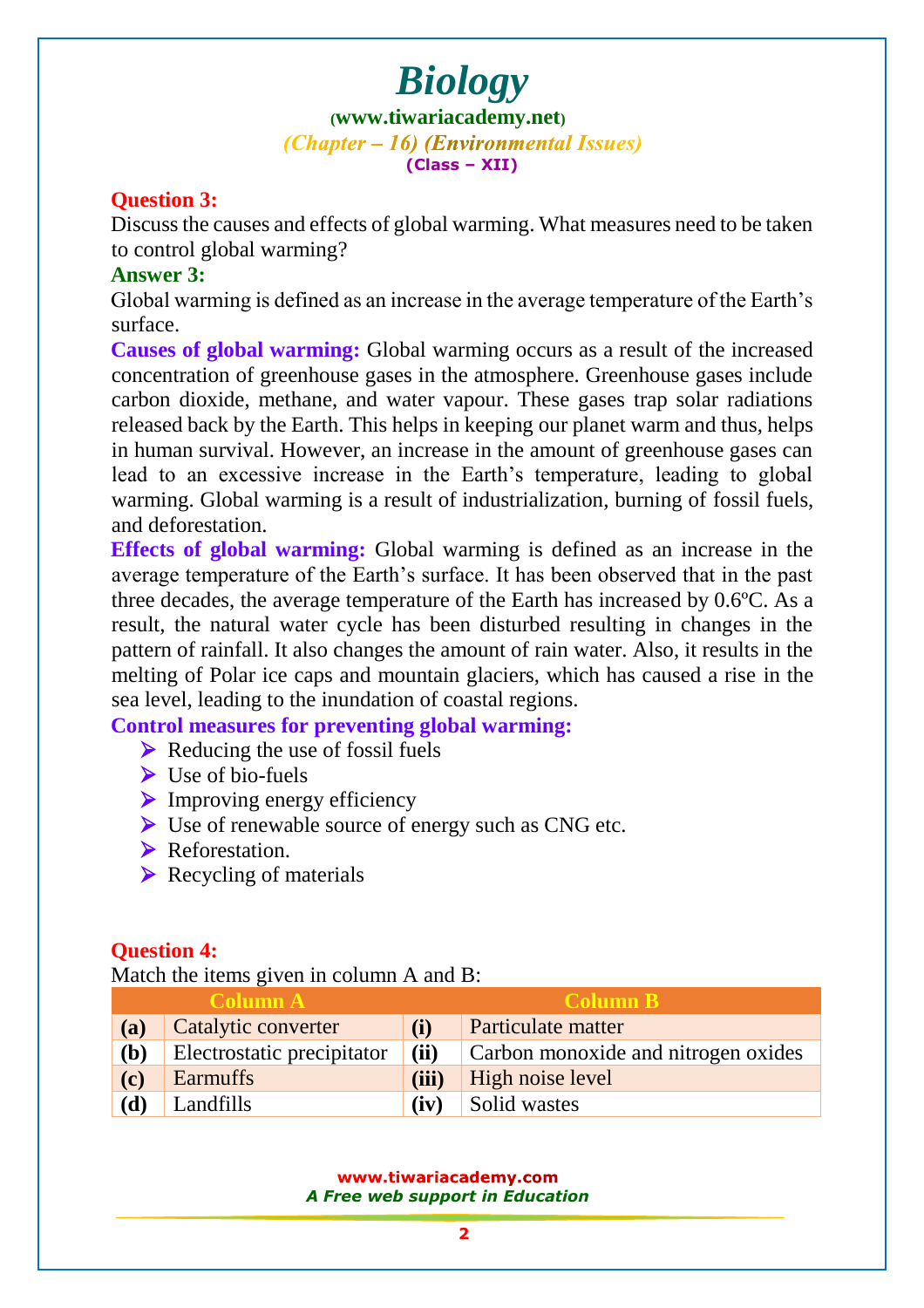**Question 3:**

Discuss the causes and effects of global warming. What measures need to be taken to control global warming?

**Answer 3:**

Global warming is defined as an increase in the average temperature of the Earth's surface.

**Causes of global warming:** Global warming occurs as a result of the increased concentration of greenhouse gases in the atmosphere. Greenhouse gases include carbon dioxide, methane, and water vapour. These gases trap solar radiations released back by the Earth. This helps in keeping our planet warm and thus, helps in human survival. However, an increase in the amount of greenhouse gases can lead to an excessive increase in the Earth's temperature, leading to global warming. Global warming is a result of industrialization, burning of fossil fuels, and deforestation.

**Effects of global warming:** Global warming is defined as an increase in the average temperature of the Earth's surface. It has been observed that in the past three decades, the average temperature of the Earth has increased by 0.6ºC. As a result, the natural water cycle has been disturbed resulting in changes in the pattern of rainfall. It also changes the amount of rain water. Also, it results in the melting of Polar ice caps and mountain glaciers, which has caused a rise in the sea level, leading to the inundation of coastal regions.

**Control measures for preventing global warming:**

- Reducing the use of fossil fuels
- Use of bio-fuels
- Improving energy efficiency
- Use of renewable source of energy such as CNG etc.
- Reforestation.
- Recycling of materials

**Question 4:**

Match the items given in column A and B:

| Column A | | Column B | |
|---|---|---|---|
| **(a)** | Catalytic converter | **(i)** | Particulate matter |
| **(b)** | Electrostatic precipitator | **(ii)** | Carbon monoxide and nitrogen oxides |
| **(c)** | Earmuffs | **(iii)** | High noise level |
| **(d)** | Landfills | **(iv)** | Solid wastes |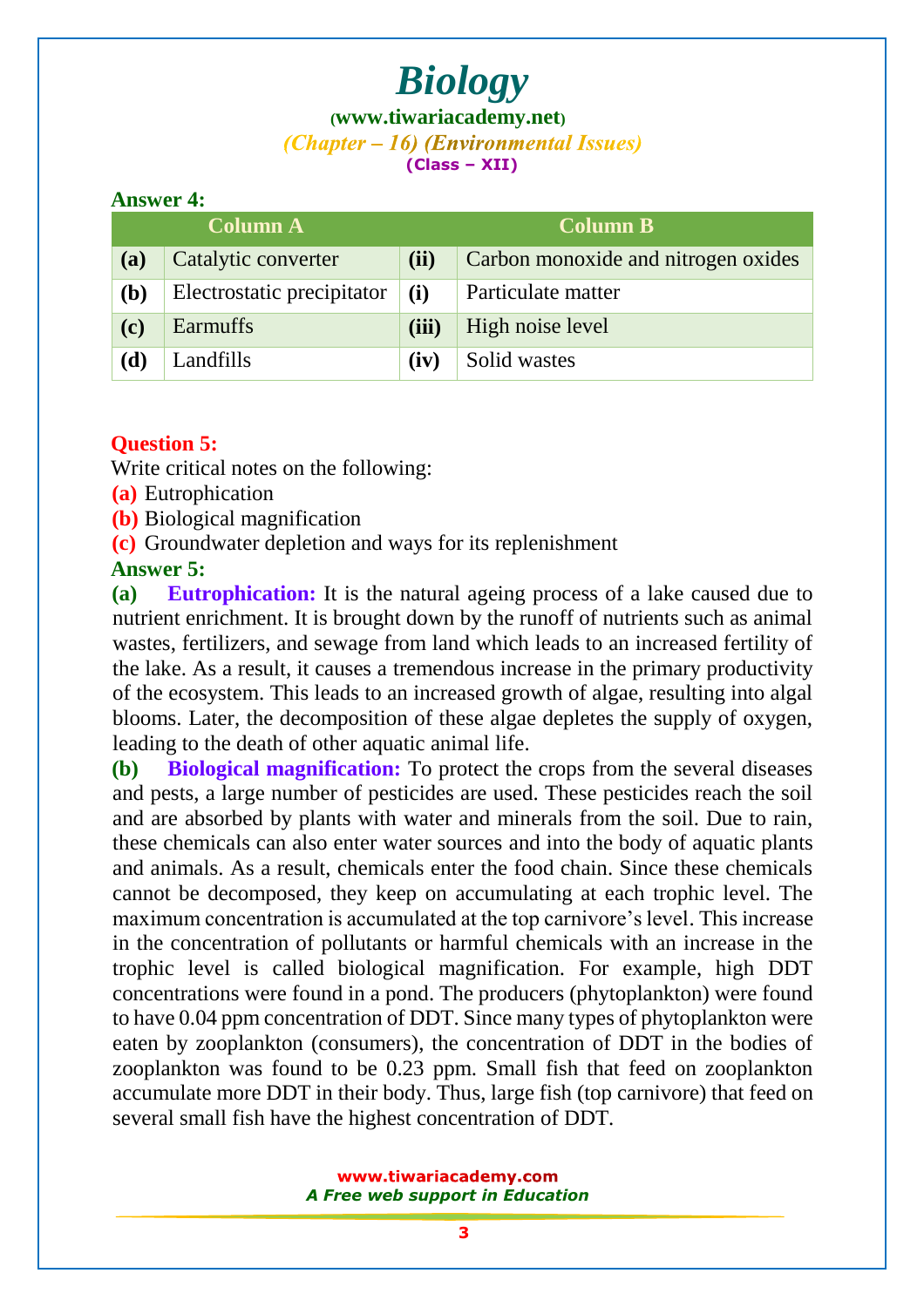**Answer 4:**

| Column A | | Column B | |
|---|---|---|---|
| (a) | Catalytic converter | (ii) | Carbon monoxide and nitrogen oxides |
| (b) | Electrostatic precipitator | (i) | Particulate matter |
| (c) | Earmuffs | (iii) | High noise level |
| (d) | Landfills | (iv) | Solid wastes |

**Question 5:**

Write critical notes on the following:

(a) Eutrophication

(b) Biological magnification

(c) Groundwater depletion and ways for its replenishment

**Answer 5:**

**(a) Eutrophication:** It is the natural ageing process of a lake caused due to nutrient enrichment. It is brought down by the runoff of nutrients such as animal wastes, fertilizers, and sewage from land which leads to an increased fertility of the lake. As a result, it causes a tremendous increase in the primary productivity of the ecosystem. This leads to an increased growth of algae, resulting into algal blooms. Later, the decomposition of these algae depletes the supply of oxygen, leading to the death of other aquatic animal life.

**(b) Biological magnification:** To protect the crops from the several diseases and pests, a large number of pesticides are used. These pesticides reach the soil and are absorbed by plants with water and minerals from the soil. Due to rain, these chemicals can also enter water sources and into the body of aquatic plants and animals. As a result, chemicals enter the food chain. Since these chemicals cannot be decomposed, they keep on accumulating at each trophic level. The maximum concentration is accumulated at the top carnivore's level. This increase in the concentration of pollutants or harmful chemicals with an increase in the trophic level is called biological magnification. For example, high DDT concentrations were found in a pond. The producers (phytoplankton) were found to have 0.04 ppm concentration of DDT. Since many types of phytoplankton were eaten by zooplankton (consumers), the concentration of DDT in the bodies of zooplankton was found to be 0.23 ppm. Small fish that feed on zooplankton accumulate more DDT in their body. Thus, large fish (top carnivore) that feed on several small fish have the highest concentration of DDT.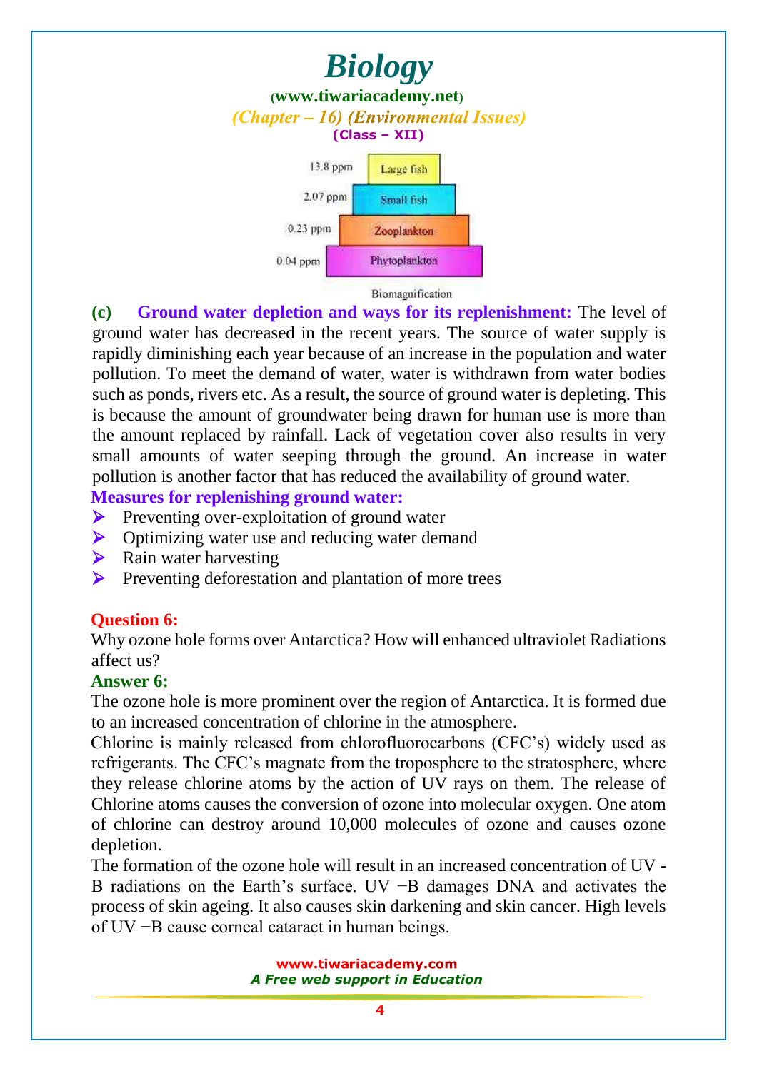| | |
|---|---|
| 13.8 ppm | Large fish |
| 2.07 ppm | Small fish |
| 0.23 ppm | Zooplankton |
| 0.04 ppm | Phytoplankton |

Biomagnification

**(c) Ground water depletion and ways for its replenishment:** The level of ground water has decreased in the recent years. The source of water supply is rapidly diminishing each year because of an increase in the population and water pollution. To meet the demand of water, water is withdrawn from water bodies such as ponds, rivers etc. As a result, the source of ground water is depleting. This is because the amount of groundwater being drawn for human use is more than the amount replaced by rainfall. Lack of vegetation cover also results in very small amounts of water seeping through the ground. An increase in water pollution is another factor that has reduced the availability of ground water.

**Measures for replenishing ground water:**

- Preventing over-exploitation of ground water
- Optimizing water use and reducing water demand
- Rain water harvesting
- Preventing deforestation and plantation of more trees

**Question 6:**

Why ozone hole forms over Antarctica? How will enhanced ultraviolet Radiations affect us?

**Answer 6:**

The ozone hole is more prominent over the region of Antarctica. It is formed due to an increased concentration of chlorine in the atmosphere.

Chlorine is mainly released from chlorofluorocarbons (CFC's) widely used as refrigerants. The CFC's magnate from the troposphere to the stratosphere, where they release chlorine atoms by the action of UV rays on them. The release of Chlorine atoms causes the conversion of ozone into molecular oxygen. One atom of chlorine can destroy around 10,000 molecules of ozone and causes ozone depletion.

The formation of the ozone hole will result in an increased concentration of UV - B radiations on the Earth's surface. UV −B damages DNA and activates the process of skin ageing. It also causes skin darkening and skin cancer. High levels of UV −B cause corneal cataract in human beings.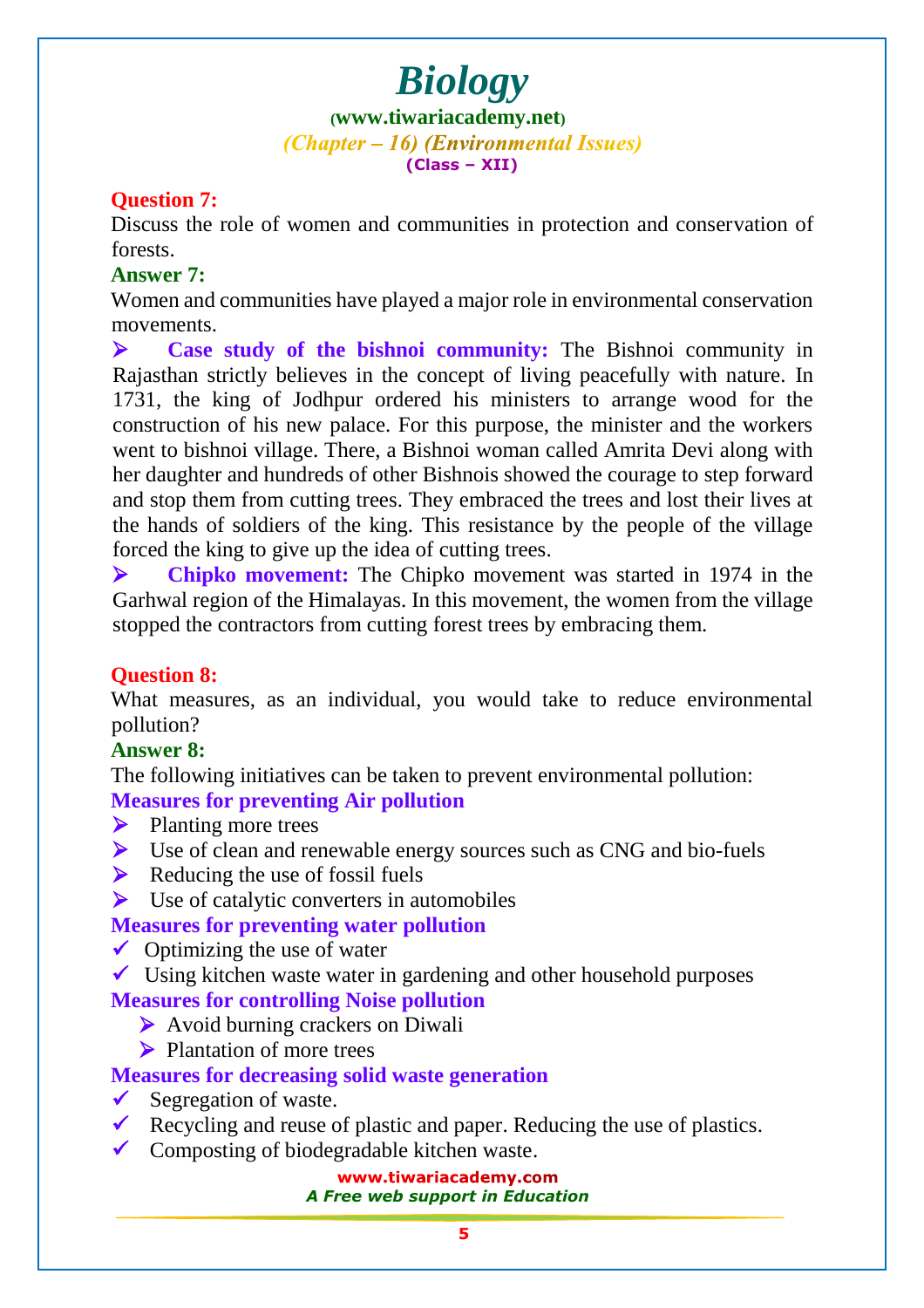**Question 7:**
Discuss the role of women and communities in protection and conservation of forests.

**Answer 7:**
Women and communities have played a major role in environmental conservation movements.

- **Case study of the bishnoi community:** The Bishnoi community in Rajasthan strictly believes in the concept of living peacefully with nature. In 1731, the king of Jodhpur ordered his ministers to arrange wood for the construction of his new palace. For this purpose, the minister and the workers went to bishnoi village. There, a Bishnoi woman called Amrita Devi along with her daughter and hundreds of other Bishnois showed the courage to step forward and stop them from cutting trees. They embraced the trees and lost their lives at the hands of soldiers of the king. This resistance by the people of the village forced the king to give up the idea of cutting trees.
- **Chipko movement:** The Chipko movement was started in 1974 in the Garhwal region of the Himalayas. In this movement, the women from the village stopped the contractors from cutting forest trees by embracing them.

**Question 8:**
What measures, as an individual, you would take to reduce environmental pollution?

**Answer 8:**
The following initiatives can be taken to prevent environmental pollution:

**Measures for preventing Air pollution**

- Planting more trees
- Use of clean and renewable energy sources such as CNG and bio-fuels
- Reducing the use of fossil fuels
- Use of catalytic converters in automobiles

**Measures for preventing water pollution**

- ✓ Optimizing the use of water
- ✓ Using kitchen waste water in gardening and other household purposes

**Measures for controlling Noise pollution**

- Avoid burning crackers on Diwali
- Plantation of more trees

**Measures for decreasing solid waste generation**

- ✓ Segregation of waste.
- ✓ Recycling and reuse of plastic and paper. Reducing the use of plastics.
- ✓ Composting of biodegradable kitchen waste.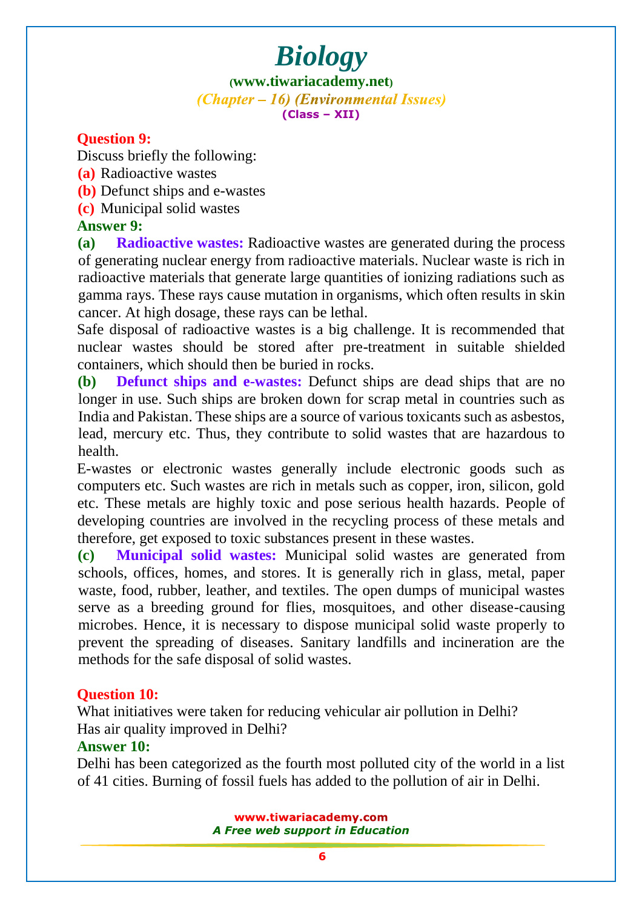**Question 9:**

Discuss briefly the following:

**(a)** Radioactive wastes

**(b)** Defunct ships and e-wastes

**(c)** Municipal solid wastes

**Answer 9:**

**(a) Radioactive wastes:** Radioactive wastes are generated during the process of generating nuclear energy from radioactive materials. Nuclear waste is rich in radioactive materials that generate large quantities of ionizing radiations such as gamma rays. These rays cause mutation in organisms, which often results in skin cancer. At high dosage, these rays can be lethal.

Safe disposal of radioactive wastes is a big challenge. It is recommended that nuclear wastes should be stored after pre-treatment in suitable shielded containers, which should then be buried in rocks.

**(b) Defunct ships and e-wastes:** Defunct ships are dead ships that are no longer in use. Such ships are broken down for scrap metal in countries such as India and Pakistan. These ships are a source of various toxicants such as asbestos, lead, mercury etc. Thus, they contribute to solid wastes that are hazardous to health.

E-wastes or electronic wastes generally include electronic goods such as computers etc. Such wastes are rich in metals such as copper, iron, silicon, gold etc. These metals are highly toxic and pose serious health hazards. People of developing countries are involved in the recycling process of these metals and therefore, get exposed to toxic substances present in these wastes.

**(c) Municipal solid wastes:** Municipal solid wastes are generated from schools, offices, homes, and stores. It is generally rich in glass, metal, paper waste, food, rubber, leather, and textiles. The open dumps of municipal wastes serve as a breeding ground for flies, mosquitoes, and other disease-causing microbes. Hence, it is necessary to dispose municipal solid waste properly to prevent the spreading of diseases. Sanitary landfills and incineration are the methods for the safe disposal of solid wastes.

**Question 10:**

What initiatives were taken for reducing vehicular air pollution in Delhi?
Has air quality improved in Delhi?

**Answer 10:**

Delhi has been categorized as the fourth most polluted city of the world in a list of 41 cities. Burning of fossil fuels has added to the pollution of air in Delhi.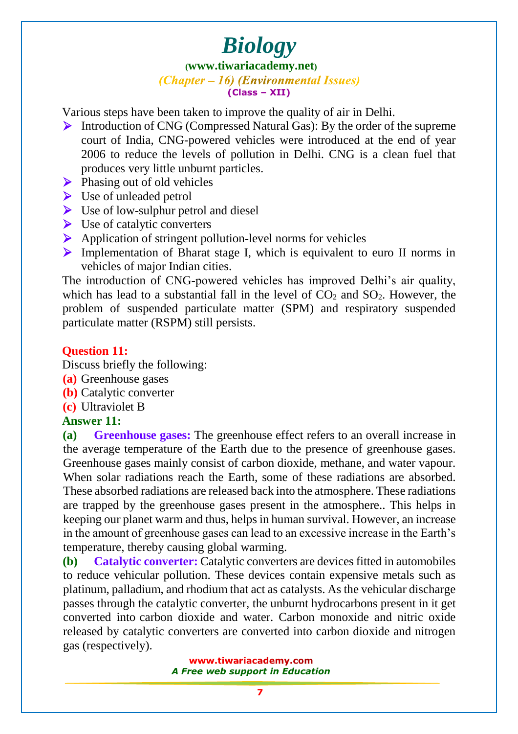Various steps have been taken to improve the quality of air in Delhi.

- Introduction of CNG (Compressed Natural Gas): By the order of the supreme court of India, CNG-powered vehicles were introduced at the end of year 2006 to reduce the levels of pollution in Delhi. CNG is a clean fuel that produces very little unburnt particles.
- Phasing out of old vehicles
- Use of unleaded petrol
- Use of low-sulphur petrol and diesel
- Use of catalytic converters
- Application of stringent pollution-level norms for vehicles
- Implementation of Bharat stage I, which is equivalent to euro II norms in vehicles of major Indian cities.

The introduction of CNG-powered vehicles has improved Delhi's air quality, which has lead to a substantial fall in the level of $CO_2$ and $SO_2$. However, the problem of suspended particulate matter (SPM) and respiratory suspended particulate matter (RSPM) still persists.

**Question 11:**

Discuss briefly the following:

**(a)** Greenhouse gases

**(b)** Catalytic converter

**(c)** Ultraviolet B

**Answer 11:**

**(a) Greenhouse gases:** The greenhouse effect refers to an overall increase in the average temperature of the Earth due to the presence of greenhouse gases. Greenhouse gases mainly consist of carbon dioxide, methane, and water vapour. When solar radiations reach the Earth, some of these radiations are absorbed. These absorbed radiations are released back into the atmosphere. These radiations are trapped by the greenhouse gases present in the atmosphere.. This helps in keeping our planet warm and thus, helps in human survival. However, an increase in the amount of greenhouse gases can lead to an excessive increase in the Earth's temperature, thereby causing global warming.

**(b) Catalytic converter:** Catalytic converters are devices fitted in automobiles to reduce vehicular pollution. These devices contain expensive metals such as platinum, palladium, and rhodium that act as catalysts. As the vehicular discharge passes through the catalytic converter, the unburnt hydrocarbons present in it get converted into carbon dioxide and water. Carbon monoxide and nitric oxide released by catalytic converters are converted into carbon dioxide and nitrogen gas (respectively).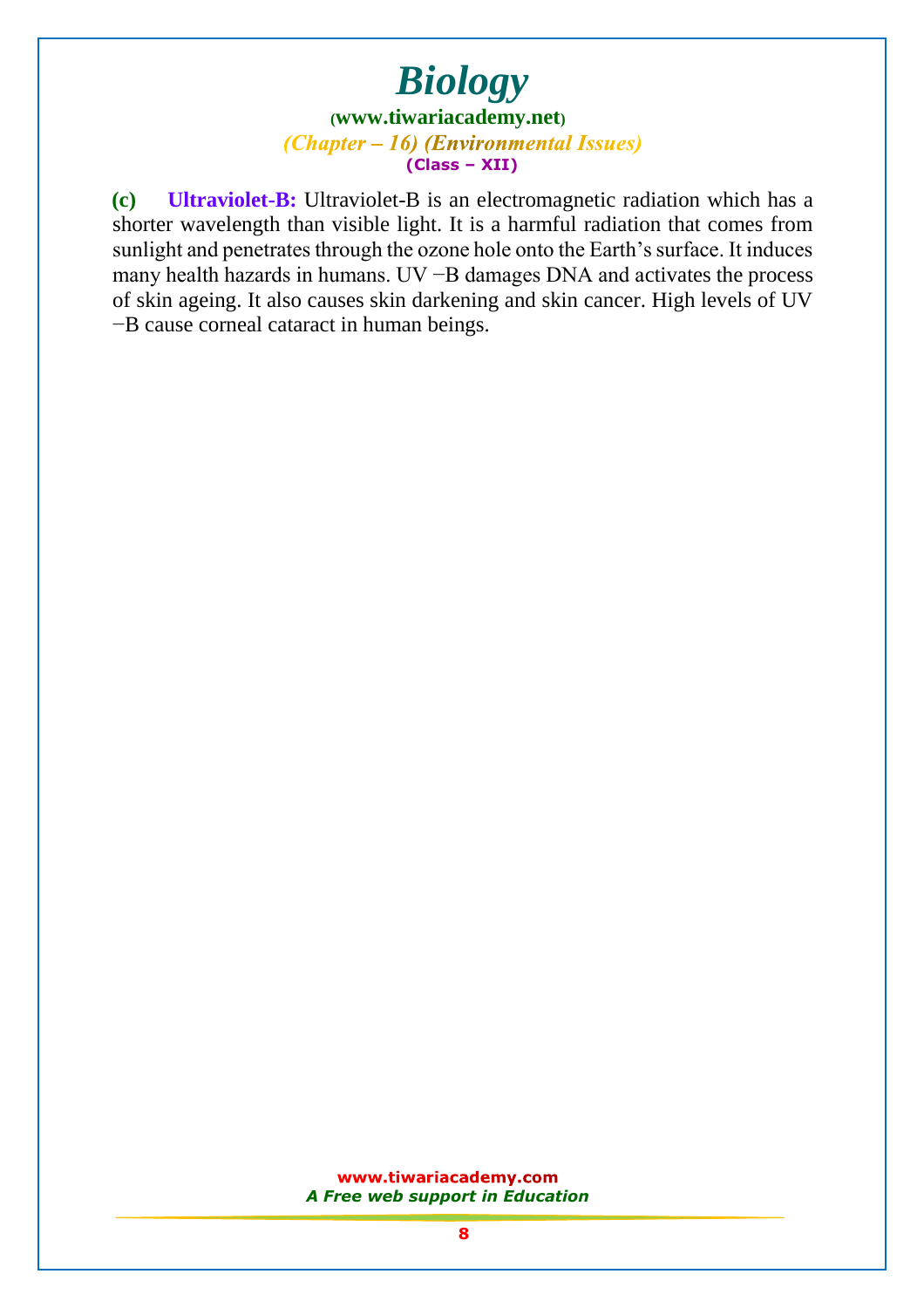**(c) Ultraviolet-B:** Ultraviolet-B is an electromagnetic radiation which has a shorter wavelength than visible light. It is a harmful radiation that comes from sunlight and penetrates through the ozone hole onto the Earth's surface. It induces many health hazards in humans. UV −B damages DNA and activates the process of skin ageing. It also causes skin darkening and skin cancer. High levels of UV −B cause corneal cataract in human beings.